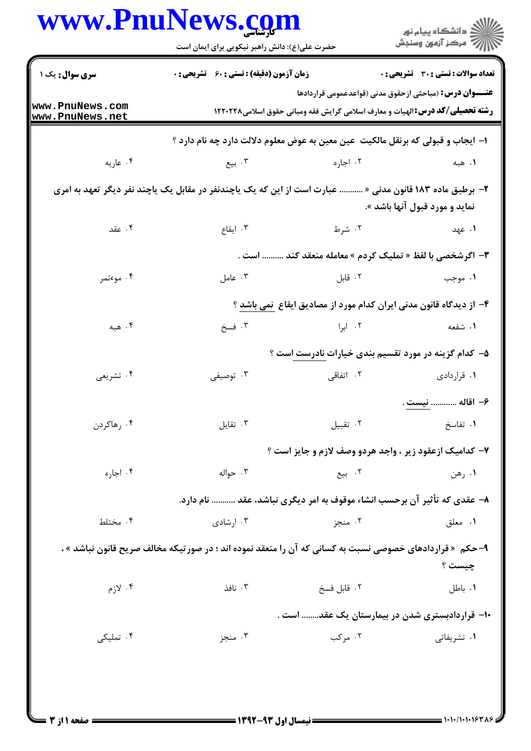**سری سوال:** یک ۱ | **زمان آزمون (دقیقه) : تستی : ۶۰ تشریحی : ۰** | **تعداد سوالات : تستی : ۳۰ تشریحی : ۰**

**عنـــوان درس :** (مباحثی ازحقوق مدنی (قواعدعمومی قراردادها

**رشته تحصیلی/کد درس :** الهیات و معارف اسلامی گرایش فقه ومبانی حقوق اسلامی۱۲۲۰۲۲۸

**۱- ایجاب و قبولی که برنقل مالکیت عین معین به عوض معلوم دلالت دارد چه نام دارد ؟**

۱. هبه
۲. اجاره
۳. بیع
۴. عاریه

**۲- برطبق ماده ۱۸۳ قانون مدنی « .......... عبارت است از این که یک یاچندنفر در مقابل یک یاچند نفر دیگر تعهد به امری نماید و مورد قبول آنها باشد ».**

۱. عهد
۲. شرط
۳. ایقاع
۴. عقد

**۳- اگرشخصی با لفظ « تملیک کردم » معامله منعقد کند .......... است .**

۱. موجب
۲. قابل
۳. عامل
۴. موءتمر

**۴- از دیدگاه قانون مدنی ایران کدام مورد از مصادیق ایقاع نمی باشد ؟**

۱. شفعه
۲. ابرا
۳. فسخ
۴. هبه

**۵- کدام گزینه در مورد تقسیم بندی خیارات نادرست است ؟**

۱. قراردادی
۲. اتفاقی
۳. توصیفی
۴. تشریعی

**۶- اقاله ........... نیست .**

۱. تفاسخ
۲. تقبیل
۳. تقایل
۴. رهاکردن

**۷- کدامیک ازعقود زیر ، واجد هردو وصف لازم و جایز است ؟**

۱. رهن
۲. بیع
۳. حواله
۴. اجاره

**۸- عقدی که تأثیر آن برحسب انشاء موقوف به امر دیگری نباشد، عقد ........... نام دارد.**

۱. معلق
۲. منجز
۳. ارشادی
۴. مختلط

**۹- حکم « قراردادهای خصوصی نسبت به کسانی که آن را منعقد نموده اند ؛ در صورتیکه مخالف صریح قانون نباشد » ، چیست ؟**

۱. باطل
۲. قابل فسخ
۳. نافذ
۴. لازم

**۱۰- قراردادبستری شدن در بیمارستان یک عقد........ است .**

۱. تشریفاتی
۲. مرکب
۳. منجز
۴. تملیکی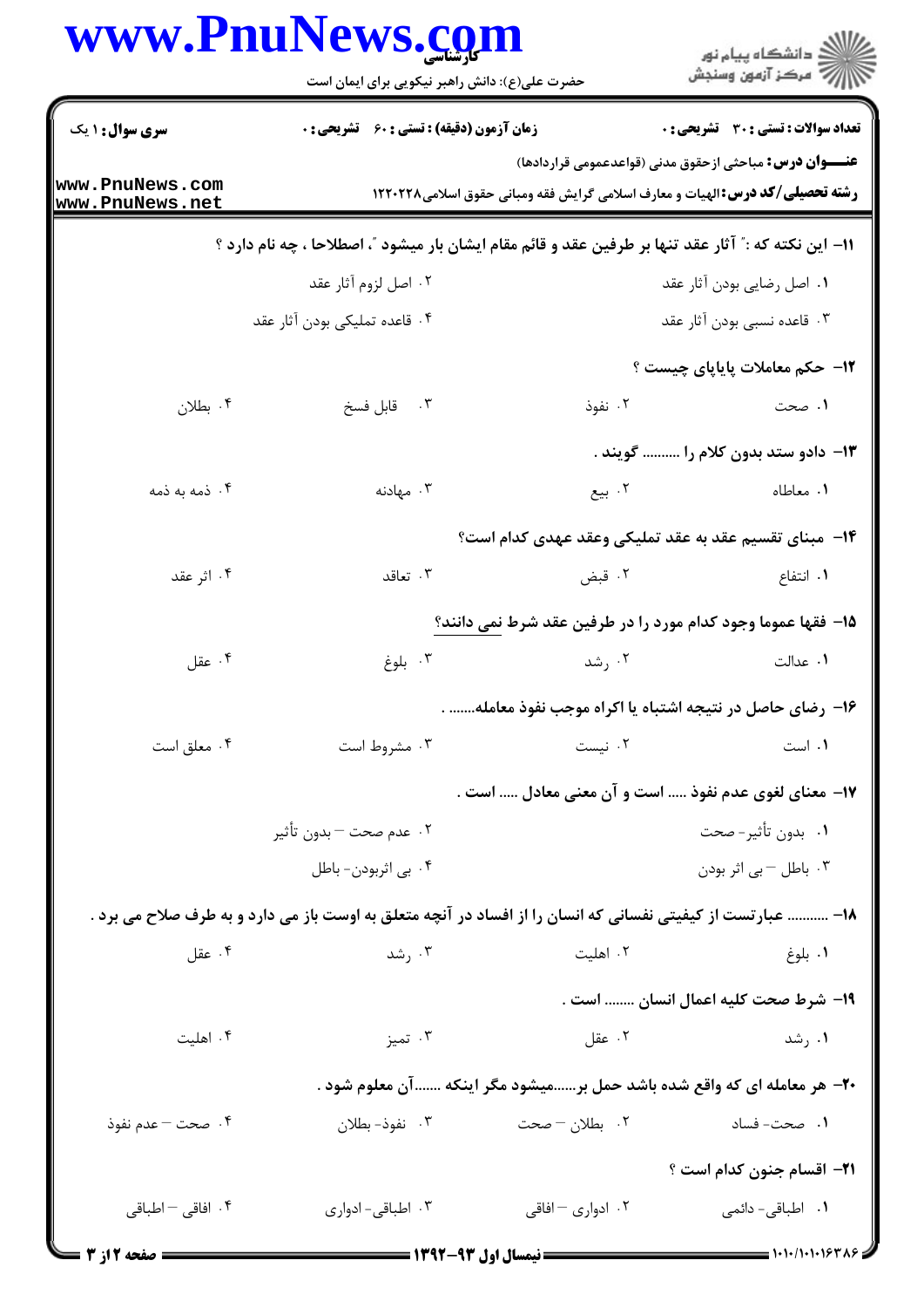**۱۱**- این نکته که : " آثار عقد تنها بر طرفین عقد و قائم مقام ایشان بار میشود "، اصطلاحا ، چه نام دارد ؟

۱. اصل رضایی بودن آثار عقد
۲. اصل لزوم آثار عقد
۳. قاعده نسبی بودن آثار عقد
۴. قاعده تملیکی بودن آثار عقد

**۱۲**- حکم معاملات پایاپای چیست ؟

۱. صحت
۲. نفوذ
۳. قابل فسخ
۴. بطلان

**۱۳**- دادو ستد بدون کلام را .......... گویند .

۱. معاطاه
۲. بیع
۳. مهادنه
۴. ذمه به ذمه

**۱۴**- مبنای تقسیم عقد به عقد تملیکی وعقد عهدی کدام است؟

۱. انتفاع
۲. قبض
۳. تعاقد
۴. اثر عقد

**۱۵**- فقها عموما وجود کدام مورد را در طرفین عقد شرط نمی دانند؟

۱. عدالت
۲. رشد
۳. بلوغ
۴. عقل

**۱۶**- رضای حاصل در نتیجه اشتباه یا اکراه موجب نفوذ معامله....... .

۱. است
۲. نیست
۳. مشروط است
۴. معلق است

**۱۷**- معنای لغوی عدم نفوذ ..... است و آن معنی معادل ..... است .

۱. بدون تأثیر- صحت
۲. عدم صحت – بدون تأثیر
۳. باطل – بی اثر بودن
۴. بی اثربودن- باطل

**۱۸**- .......... عبارتست از کیفیتی نفسانی که انسان را از افساد در آنچه متعلق به اوست باز می دارد و به طرف صلاح می برد .

۱. بلوغ
۲. اهلیت
۳. رشد
۴. عقل

**۱۹**- شرط صحت کلیه اعمال انسان ........ است .

۱. رشد
۲. عقل
۳. تمیز
۴. اهلیت

**۲۰**- هر معامله ای که واقع شده باشد حمل بر......میشود مگر اینکه .......آن معلوم شود .

۱. صحت- فساد
۲. بطلان – صحت
۳. نفوذ- بطلان
۴. صحت – عدم نفوذ

**۲۱**- اقسام جنون کدام است ؟

۱. اطباقی- دائمی
۲. ادواری – افاقی
۳. اطباقی- ادواری
۴. افاقی – اطباقی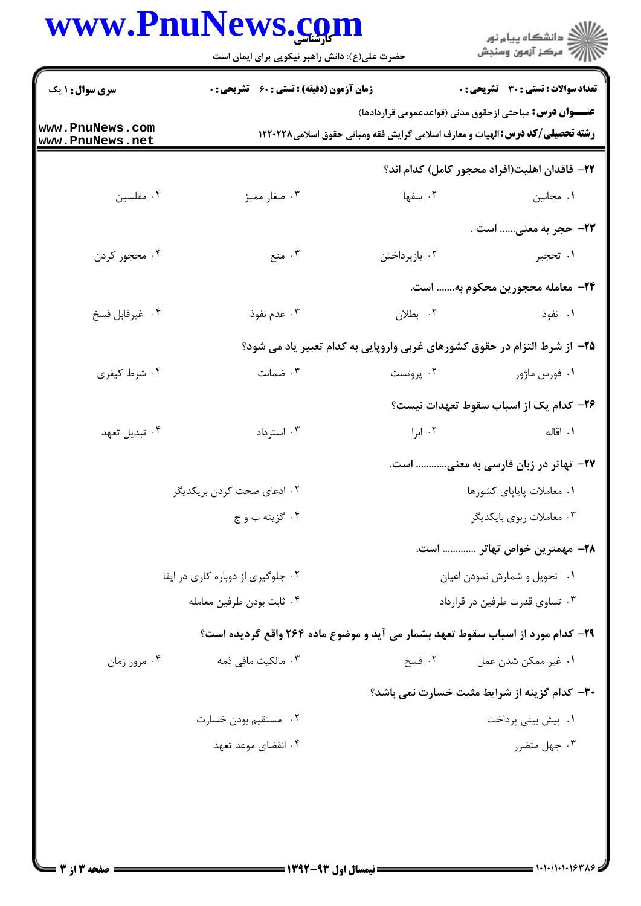**سری سوال:** ۱ یک

**زمان آزمون (دقیقه) : تستی :** ۶۰ **تشریحی :** ۰

**تعداد سوالات : تستی :** ۳۰ **تشریحی :** ۰

**عنـــوان درس:** مباحثی ازحقوق مدنی (قواعدعمومی قراردادها)

**رشته تحصیلی/کد درس:** الهیات و معارف اسلامی گرایش فقه ومبانی حقوق اسلامی۱۲۲۰۲۲۸

**۲۲- فاقدان اهلیت(افراد محجور کامل) کدام اند؟**

۱. مجانین
۲. سفها
۳. صغار ممیز
۴. مفلسین

**۲۳- حجر به معنی...... است .**

۱. تحجیر
۲. بازپرداختن
۳. منع
۴. محجور کردن

**۲۴- معامله محجورین محکوم به....... است.**

۱. نفوذ
۲. بطلان
۳. عدم نفوذ
۴. غیرقابل فسخ

**۲۵- از شرط التزام در حقوق کشورهای غربی واروپایی به کدام تعبیر یاد می شود؟**

۱. فورس ماژور
۲. پروتست
۳. ضمانت
۴. شرط کیفری

**۲۶- کدام یک از اسباب سقوط تعهدات نیست؟**

۱. اقاله
۲. ابرا
۳. استرداد
۴. تبدیل تعهد

**۲۷- تهاتر در زبان فارسی به معنی............ است.**

۱. معاملات پایاپای کشورها
۲. ادعای صحت کردن بریکدیگر
۳. معاملات ربوی بایکدیگر
۴. گزینه ب و ج

**۲۸- مهمترین خواص تهاتر ............. است.**

۱. تحویل و شمارش نمودن اعیان
۲. جلوگیری از دوباره کاری در ایفا
۳. تساوی قدرت طرفین در قرارداد
۴. ثابت بودن طرفین معامله

**۲۹- کدام مورد از اسباب سقوط تعهد بشمار می آید و موضوع ماده ۲۶۴ واقع گردیده است؟**

۱. غیر ممکن شدن عمل
۲. فسخ
۳. مالکیت مافی ذمه
۴. مرور زمان

**۳۰- کدام گزینه از شرایط مثبت خسارت نمی باشد؟**

۱. پیش بینی پرداخت
۲. مستقیم بودن خسارت
۳. جهل متضرر
۴. انقضای موعد تعهد